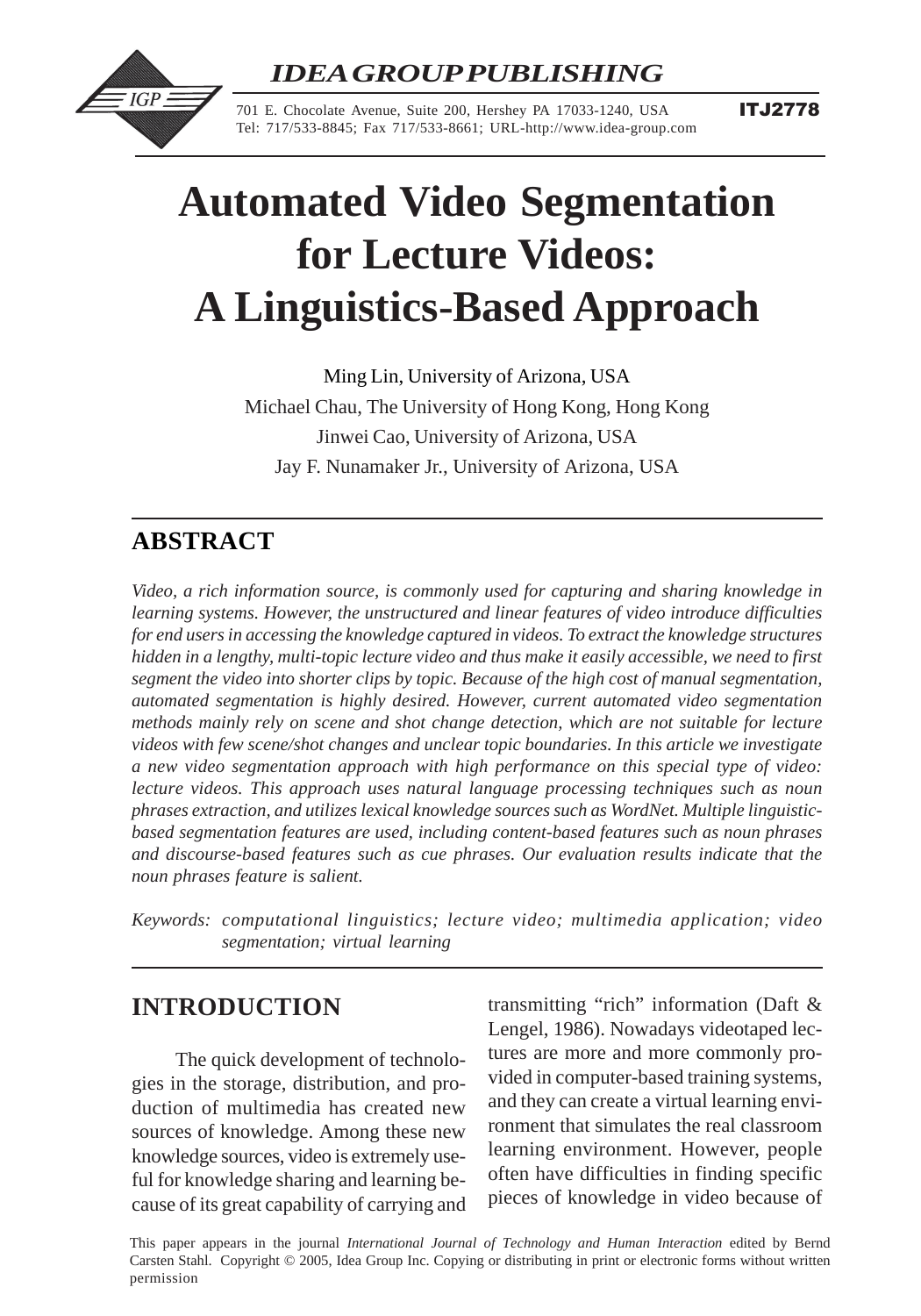IDEA GROUP PUBLISHING

701 E. Chocolate Avenue, Suite 200, Hershey PA 17033-1240, USA
Tel: 717/533-8845; Fax 717/533-8661; URL-http://www.idea-group.com

**ITJ2778**

# Automated Video Segmentation for Lecture Videos: A Linguistics-Based Approach

Ming Lin, University of Arizona, USA
Michael Chau, The University of Hong Kong, Hong Kong
Jinwei Cao, University of Arizona, USA
Jay F. Nunamaker Jr., University of Arizona, USA

## ABSTRACT

*Video, a rich information source, is commonly used for capturing and sharing knowledge in learning systems. However, the unstructured and linear features of video introduce difficulties for end users in accessing the knowledge captured in videos. To extract the knowledge structures hidden in a lengthy, multi-topic lecture video and thus make it easily accessible, we need to first segment the video into shorter clips by topic. Because of the high cost of manual segmentation, automated segmentation is highly desired. However, current automated video segmentation methods mainly rely on scene and shot change detection, which are not suitable for lecture videos with few scene/shot changes and unclear topic boundaries. In this article we investigate a new video segmentation approach with high performance on this special type of video: lecture videos. This approach uses natural language processing techniques such as noun phrases extraction, and utilizes lexical knowledge sources such as WordNet. Multiple linguistic-based segmentation features are used, including content-based features such as noun phrases and discourse-based features such as cue phrases. Our evaluation results indicate that the noun phrases feature is salient.*

*Keywords: computational linguistics; lecture video; multimedia application; video segmentation; virtual learning*

## INTRODUCTION

The quick development of technologies in the storage, distribution, and production of multimedia has created new sources of knowledge. Among these new knowledge sources, video is extremely useful for knowledge sharing and learning because of its great capability of carrying and transmitting "rich" information (Daft & Lengel, 1986). Nowadays videotaped lectures are more and more commonly provided in computer-based training systems, and they can create a virtual learning environment that simulates the real classroom learning environment. However, people often have difficulties in finding specific pieces of knowledge in video because of

This paper appears in the journal *International Journal of Technology and Human Interaction* edited by Bernd Carsten Stahl. Copyright © 2005, Idea Group Inc. Copying or distributing in print or electronic forms without written permission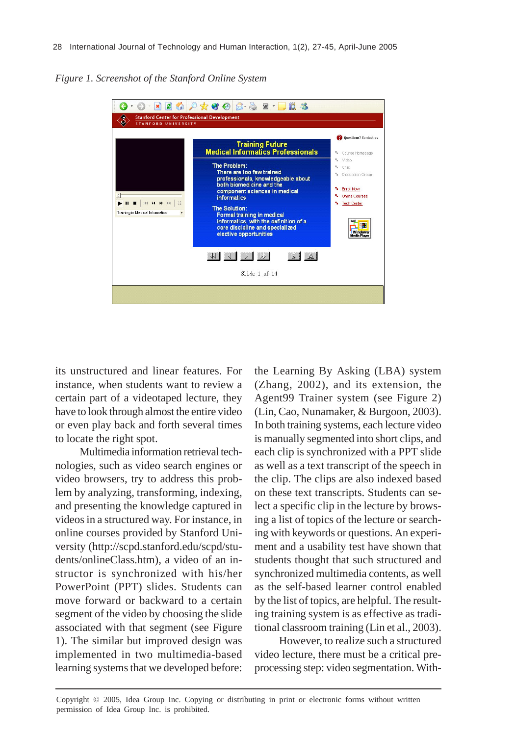*Figure 1. Screenshot of the Stanford Online System*

its unstructured and linear features. For instance, when students want to review a certain part of a videotaped lecture, they have to look through almost the entire video or even play back and forth several times to locate the right spot.

Multimedia information retrieval technologies, such as video search engines or video browsers, try to address this problem by analyzing, transforming, indexing, and presenting the knowledge captured in videos in a structured way. For instance, in online courses provided by Stanford University (http://scpd.stanford.edu/scpd/students/onlineClass.htm), a video of an instructor is synchronized with his/her PowerPoint (PPT) slides. Students can move forward or backward to a certain segment of the video by choosing the slide associated with that segment (see Figure 1). The similar but improved design was implemented in two multimedia-based learning systems that we developed before: the Learning By Asking (LBA) system (Zhang, 2002), and its extension, the Agent99 Trainer system (see Figure 2) (Lin, Cao, Nunamaker, & Burgoon, 2003). In both training systems, each lecture video is manually segmented into short clips, and each clip is synchronized with a PPT slide as well as a text transcript of the speech in the clip. The clips are also indexed based on these text transcripts. Students can select a specific clip in the lecture by browsing a list of topics of the lecture or searching with keywords or questions. An experiment and a usability test have shown that students thought that such structured and synchronized multimedia contents, as well as the self-based learner control enabled by the list of topics, are helpful. The resulting training system is as effective as traditional classroom training (Lin et al., 2003).

However, to realize such a structured video lecture, there must be a critical preprocessing step: video segmentation. With-

Copyright © 2005, Idea Group Inc. Copying or distributing in print or electronic forms without written permission of Idea Group Inc. is prohibited.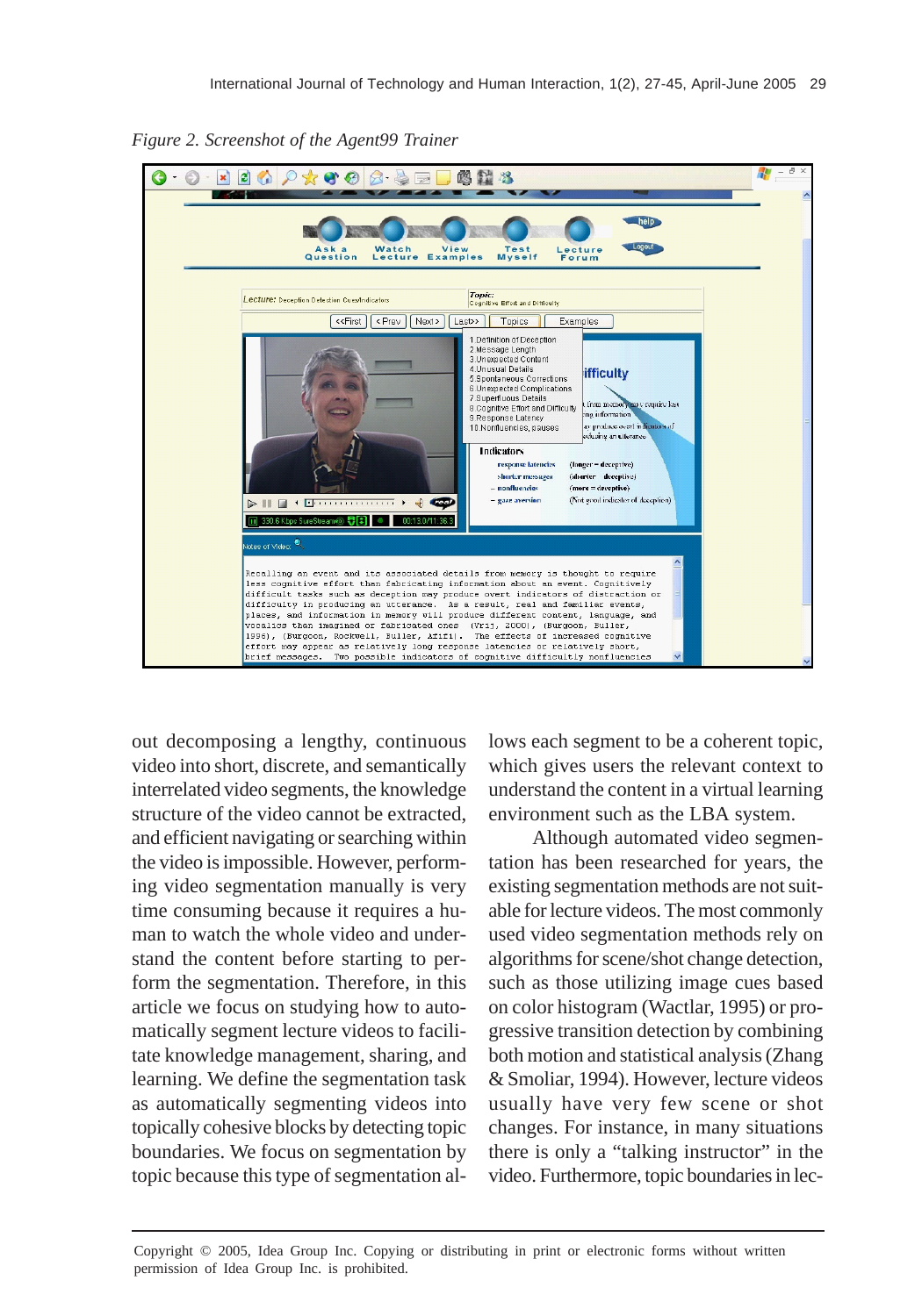*Figure 2. Screenshot of the Agent99 Trainer*

out decomposing a lengthy, continuous video into short, discrete, and semantically interrelated video segments, the knowledge structure of the video cannot be extracted, and efficient navigating or searching within the video is impossible. However, performing video segmentation manually is very time consuming because it requires a human to watch the whole video and understand the content before starting to perform the segmentation. Therefore, in this article we focus on studying how to automatically segment lecture videos to facilitate knowledge management, sharing, and learning. We define the segmentation task as automatically segmenting videos into topically cohesive blocks by detecting topic boundaries. We focus on segmentation by topic because this type of segmentation allows each segment to be a coherent topic, which gives users the relevant context to understand the content in a virtual learning environment such as the LBA system.

Although automated video segmentation has been researched for years, the existing segmentation methods are not suitable for lecture videos. The most commonly used video segmentation methods rely on algorithms for scene/shot change detection, such as those utilizing image cues based on color histogram (Wactlar, 1995) or progressive transition detection by combining both motion and statistical analysis (Zhang & Smoliar, 1994). However, lecture videos usually have very few scene or shot changes. For instance, in many situations there is only a "talking instructor" in the video. Furthermore, topic boundaries in lec-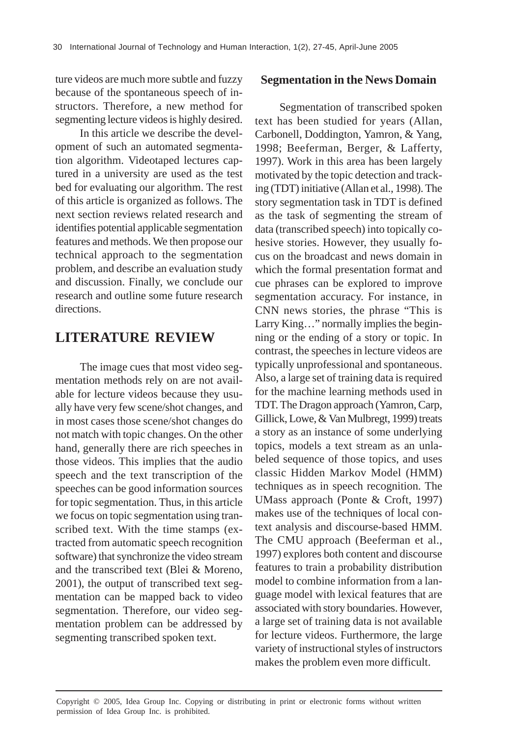ture videos are much more subtle and fuzzy because of the spontaneous speech of instructors. Therefore, a new method for segmenting lecture videos is highly desired.

In this article we describe the development of such an automated segmentation algorithm. Videotaped lectures captured in a university are used as the test bed for evaluating our algorithm. The rest of this article is organized as follows. The next section reviews related research and identifies potential applicable segmentation features and methods. We then propose our technical approach to the segmentation problem, and describe an evaluation study and discussion. Finally, we conclude our research and outline some future research directions.

## LITERATURE REVIEW

The image cues that most video segmentation methods rely on are not available for lecture videos because they usually have very few scene/shot changes, and in most cases those scene/shot changes do not match with topic changes. On the other hand, generally there are rich speeches in those videos. This implies that the audio speech and the text transcription of the speeches can be good information sources for topic segmentation. Thus, in this article we focus on topic segmentation using transcribed text. With the time stamps (extracted from automatic speech recognition software) that synchronize the video stream and the transcribed text (Blei & Moreno, 2001), the output of transcribed text segmentation can be mapped back to video segmentation. Therefore, our video segmentation problem can be addressed by segmenting transcribed spoken text.

### Segmentation in the News Domain

Segmentation of transcribed spoken text has been studied for years (Allan, Carbonell, Doddington, Yamron, & Yang, 1998; Beeferman, Berger, & Lafferty, 1997). Work in this area has been largely motivated by the topic detection and tracking (TDT) initiative (Allan et al., 1998). The story segmentation task in TDT is defined as the task of segmenting the stream of data (transcribed speech) into topically cohesive stories. However, they usually focus on the broadcast and news domain in which the formal presentation format and cue phrases can be explored to improve segmentation accuracy. For instance, in CNN news stories, the phrase "This is Larry King…" normally implies the beginning or the ending of a story or topic. In contrast, the speeches in lecture videos are typically unprofessional and spontaneous. Also, a large set of training data is required for the machine learning methods used in TDT. The Dragon approach (Yamron, Carp, Gillick, Lowe, & Van Mulbregt, 1999) treats a story as an instance of some underlying topics, models a text stream as an unlabeled sequence of those topics, and uses classic Hidden Markov Model (HMM) techniques as in speech recognition. The UMass approach (Ponte & Croft, 1997) makes use of the techniques of local context analysis and discourse-based HMM. The CMU approach (Beeferman et al., 1997) explores both content and discourse features to train a probability distribution model to combine information from a language model with lexical features that are associated with story boundaries. However, a large set of training data is not available for lecture videos. Furthermore, the large variety of instructional styles of instructors makes the problem even more difficult.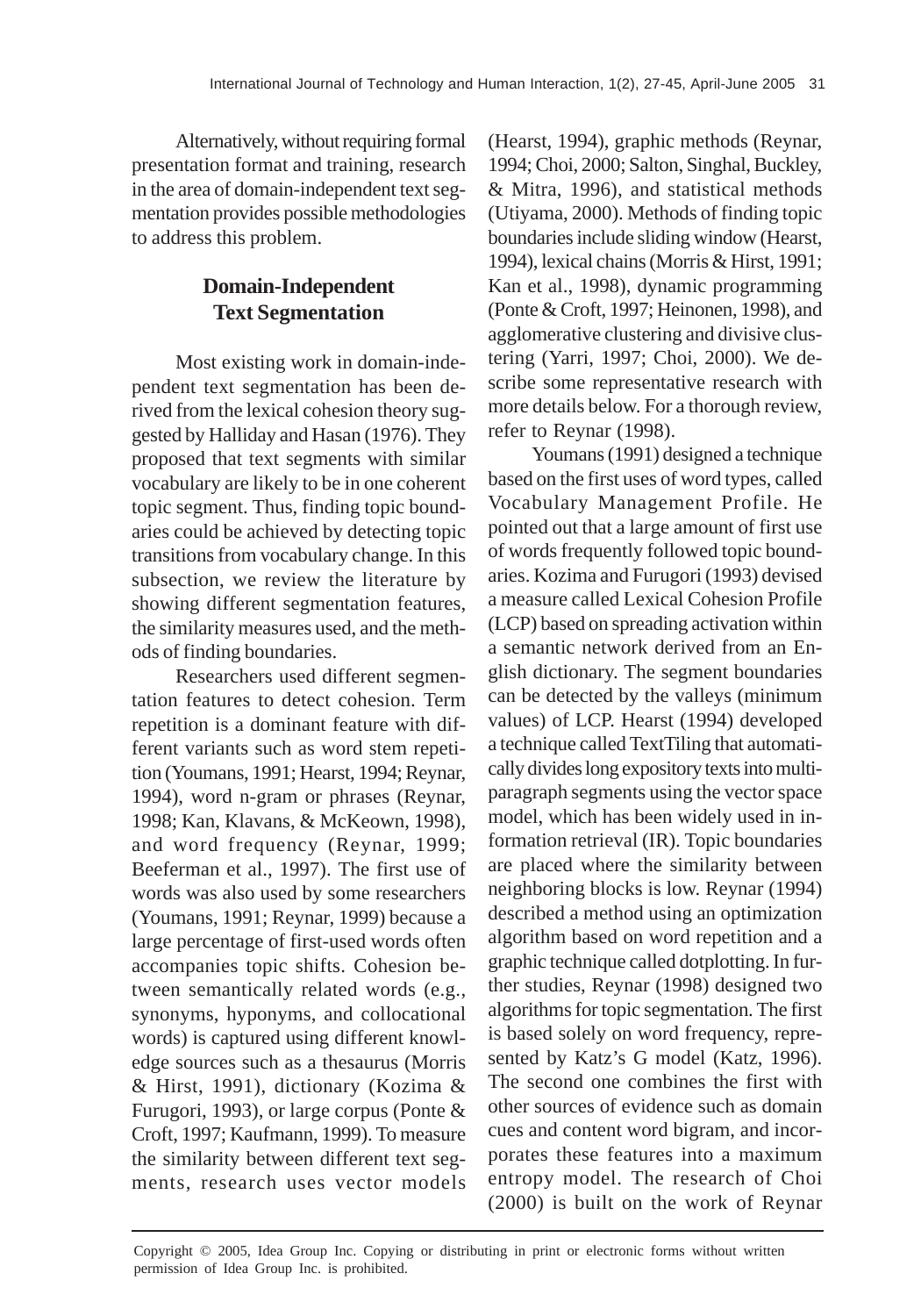Alternatively, without requiring formal presentation format and training, research in the area of domain-independent text segmentation provides possible methodologies to address this problem.

## Domain-Independent Text Segmentation

Most existing work in domain-independent text segmentation has been derived from the lexical cohesion theory suggested by Halliday and Hasan (1976). They proposed that text segments with similar vocabulary are likely to be in one coherent topic segment. Thus, finding topic boundaries could be achieved by detecting topic transitions from vocabulary change. In this subsection, we review the literature by showing different segmentation features, the similarity measures used, and the methods of finding boundaries.

Researchers used different segmentation features to detect cohesion. Term repetition is a dominant feature with different variants such as word stem repetition (Youmans, 1991; Hearst, 1994; Reynar, 1994), word n-gram or phrases (Reynar, 1998; Kan, Klavans, & McKeown, 1998), and word frequency (Reynar, 1999; Beeferman et al., 1997). The first use of words was also used by some researchers (Youmans, 1991; Reynar, 1999) because a large percentage of first-used words often accompanies topic shifts. Cohesion between semantically related words (e.g., synonyms, hyponyms, and collocational words) is captured using different knowledge sources such as a thesaurus (Morris & Hirst, 1991), dictionary (Kozima & Furugori, 1993), or large corpus (Ponte & Croft, 1997; Kaufmann, 1999). To measure the similarity between different text segments, research uses vector models (Hearst, 1994), graphic methods (Reynar, 1994; Choi, 2000; Salton, Singhal, Buckley, & Mitra, 1996), and statistical methods (Utiyama, 2000). Methods of finding topic boundaries include sliding window (Hearst, 1994), lexical chains (Morris & Hirst, 1991; Kan et al., 1998), dynamic programming (Ponte & Croft, 1997; Heinonen, 1998), and agglomerative clustering and divisive clustering (Yarri, 1997; Choi, 2000). We describe some representative research with more details below. For a thorough review, refer to Reynar (1998).

Youmans (1991) designed a technique based on the first uses of word types, called Vocabulary Management Profile. He pointed out that a large amount of first use of words frequently followed topic boundaries. Kozima and Furugori (1993) devised a measure called Lexical Cohesion Profile (LCP) based on spreading activation within a semantic network derived from an English dictionary. The segment boundaries can be detected by the valleys (minimum values) of LCP. Hearst (1994) developed a technique called TextTiling that automatically divides long expository texts into multi-paragraph segments using the vector space model, which has been widely used in information retrieval (IR). Topic boundaries are placed where the similarity between neighboring blocks is low. Reynar (1994) described a method using an optimization algorithm based on word repetition and a graphic technique called dotplotting. In further studies, Reynar (1998) designed two algorithms for topic segmentation. The first is based solely on word frequency, represented by Katz's G model (Katz, 1996). The second one combines the first with other sources of evidence such as domain cues and content word bigram, and incorporates these features into a maximum entropy model. The research of Choi (2000) is built on the work of Reynar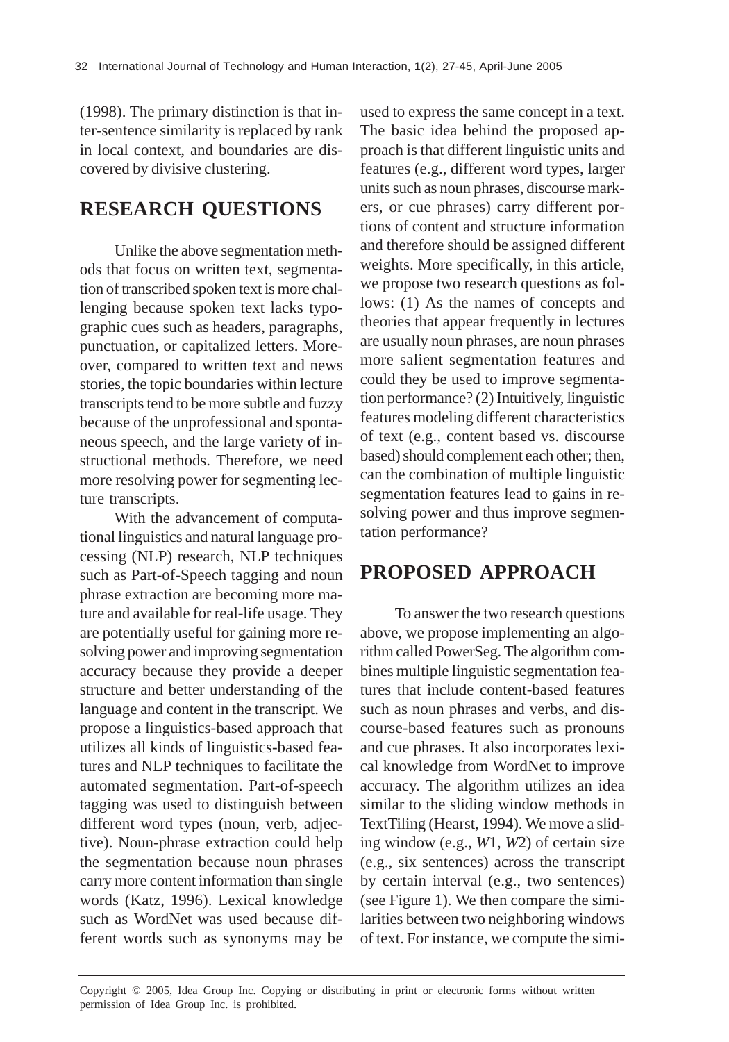(1998). The primary distinction is that inter-sentence similarity is replaced by rank in local context, and boundaries are discovered by divisive clustering.

## RESEARCH QUESTIONS

Unlike the above segmentation methods that focus on written text, segmentation of transcribed spoken text is more challenging because spoken text lacks typographic cues such as headers, paragraphs, punctuation, or capitalized letters. Moreover, compared to written text and news stories, the topic boundaries within lecture transcripts tend to be more subtle and fuzzy because of the unprofessional and spontaneous speech, and the large variety of instructional methods. Therefore, we need more resolving power for segmenting lecture transcripts.

With the advancement of computational linguistics and natural language processing (NLP) research, NLP techniques such as Part-of-Speech tagging and noun phrase extraction are becoming more mature and available for real-life usage. They are potentially useful for gaining more resolving power and improving segmentation accuracy because they provide a deeper structure and better understanding of the language and content in the transcript. We propose a linguistics-based approach that utilizes all kinds of linguistics-based features and NLP techniques to facilitate the automated segmentation. Part-of-speech tagging was used to distinguish between different word types (noun, verb, adjective). Noun-phrase extraction could help the segmentation because noun phrases carry more content information than single words (Katz, 1996). Lexical knowledge such as WordNet was used because different words such as synonyms may be used to express the same concept in a text. The basic idea behind the proposed approach is that different linguistic units and features (e.g., different word types, larger units such as noun phrases, discourse markers, or cue phrases) carry different portions of content and structure information and therefore should be assigned different weights. More specifically, in this article, we propose two research questions as follows: (1) As the names of concepts and theories that appear frequently in lectures are usually noun phrases, are noun phrases more salient segmentation features and could they be used to improve segmentation performance? (2) Intuitively, linguistic features modeling different characteristics of text (e.g., content based vs. discourse based) should complement each other; then, can the combination of multiple linguistic segmentation features lead to gains in resolving power and thus improve segmentation performance?

## PROPOSED APPROACH

To answer the two research questions above, we propose implementing an algorithm called PowerSeg. The algorithm combines multiple linguistic segmentation features that include content-based features such as noun phrases and verbs, and discourse-based features such as pronouns and cue phrases. It also incorporates lexical knowledge from WordNet to improve accuracy. The algorithm utilizes an idea similar to the sliding window methods in TextTiling (Hearst, 1994). We move a sliding window (e.g., *W*1, *W*2) of certain size (e.g., six sentences) across the transcript by certain interval (e.g., two sentences) (see Figure 1). We then compare the similarities between two neighboring windows of text. For instance, we compute the simi-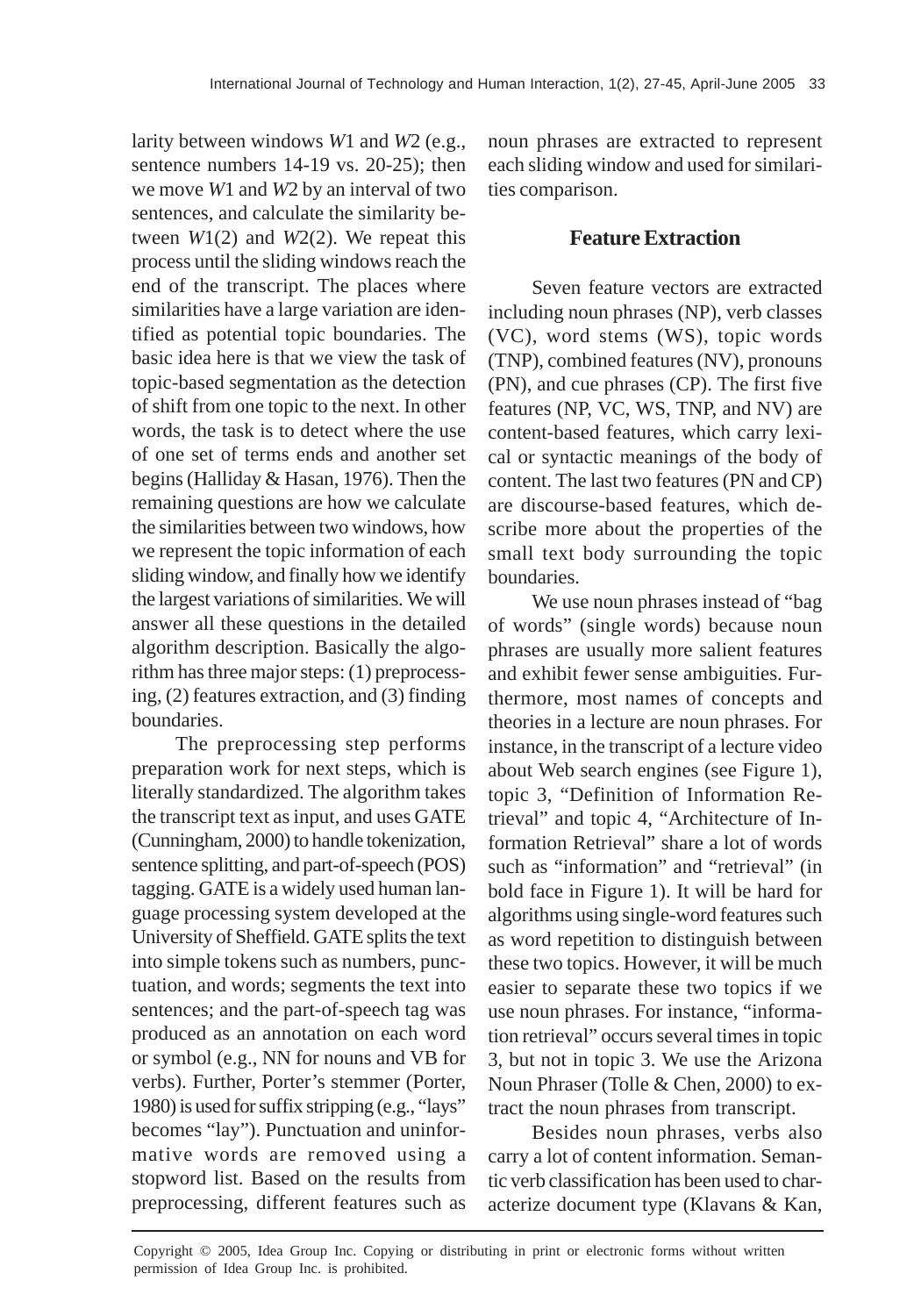larity between windows *W*1 and *W*2 (e.g., sentence numbers 14-19 vs. 20-25); then we move *W*1 and *W*2 by an interval of two sentences, and calculate the similarity between *W*1(2) and *W*2(2). We repeat this process until the sliding windows reach the end of the transcript. The places where similarities have a large variation are identified as potential topic boundaries. The basic idea here is that we view the task of topic-based segmentation as the detection of shift from one topic to the next. In other words, the task is to detect where the use of one set of terms ends and another set begins (Halliday & Hasan, 1976). Then the remaining questions are how we calculate the similarities between two windows, how we represent the topic information of each sliding window, and finally how we identify the largest variations of similarities. We will answer all these questions in the detailed algorithm description. Basically the algorithm has three major steps: (1) preprocessing, (2) features extraction, and (3) finding boundaries.

The preprocessing step performs preparation work for next steps, which is literally standardized. The algorithm takes the transcript text as input, and uses GATE (Cunningham, 2000) to handle tokenization, sentence splitting, and part-of-speech (POS) tagging. GATE is a widely used human language processing system developed at the University of Sheffield. GATE splits the text into simple tokens such as numbers, punctuation, and words; segments the text into sentences; and the part-of-speech tag was produced as an annotation on each word or symbol (e.g., NN for nouns and VB for verbs). Further, Porter's stemmer (Porter, 1980) is used for suffix stripping (e.g., "lays" becomes "lay"). Punctuation and uninformative words are removed using a stopword list. Based on the results from preprocessing, different features such as noun phrases are extracted to represent each sliding window and used for similarities comparison.

## Feature Extraction

Seven feature vectors are extracted including noun phrases (NP), verb classes (VC), word stems (WS), topic words (TNP), combined features (NV), pronouns (PN), and cue phrases (CP). The first five features (NP, VC, WS, TNP, and NV) are content-based features, which carry lexical or syntactic meanings of the body of content. The last two features (PN and CP) are discourse-based features, which describe more about the properties of the small text body surrounding the topic boundaries.

We use noun phrases instead of "bag of words" (single words) because noun phrases are usually more salient features and exhibit fewer sense ambiguities. Furthermore, most names of concepts and theories in a lecture are noun phrases. For instance, in the transcript of a lecture video about Web search engines (see Figure 1), topic 3, "Definition of Information Retrieval" and topic 4, "Architecture of Information Retrieval" share a lot of words such as "information" and "retrieval" (in bold face in Figure 1). It will be hard for algorithms using single-word features such as word repetition to distinguish between these two topics. However, it will be much easier to separate these two topics if we use noun phrases. For instance, "information retrieval" occurs several times in topic 3, but not in topic 3. We use the Arizona Noun Phraser (Tolle & Chen, 2000) to extract the noun phrases from transcript.

Besides noun phrases, verbs also carry a lot of content information. Semantic verb classification has been used to characterize document type (Klavans & Kan,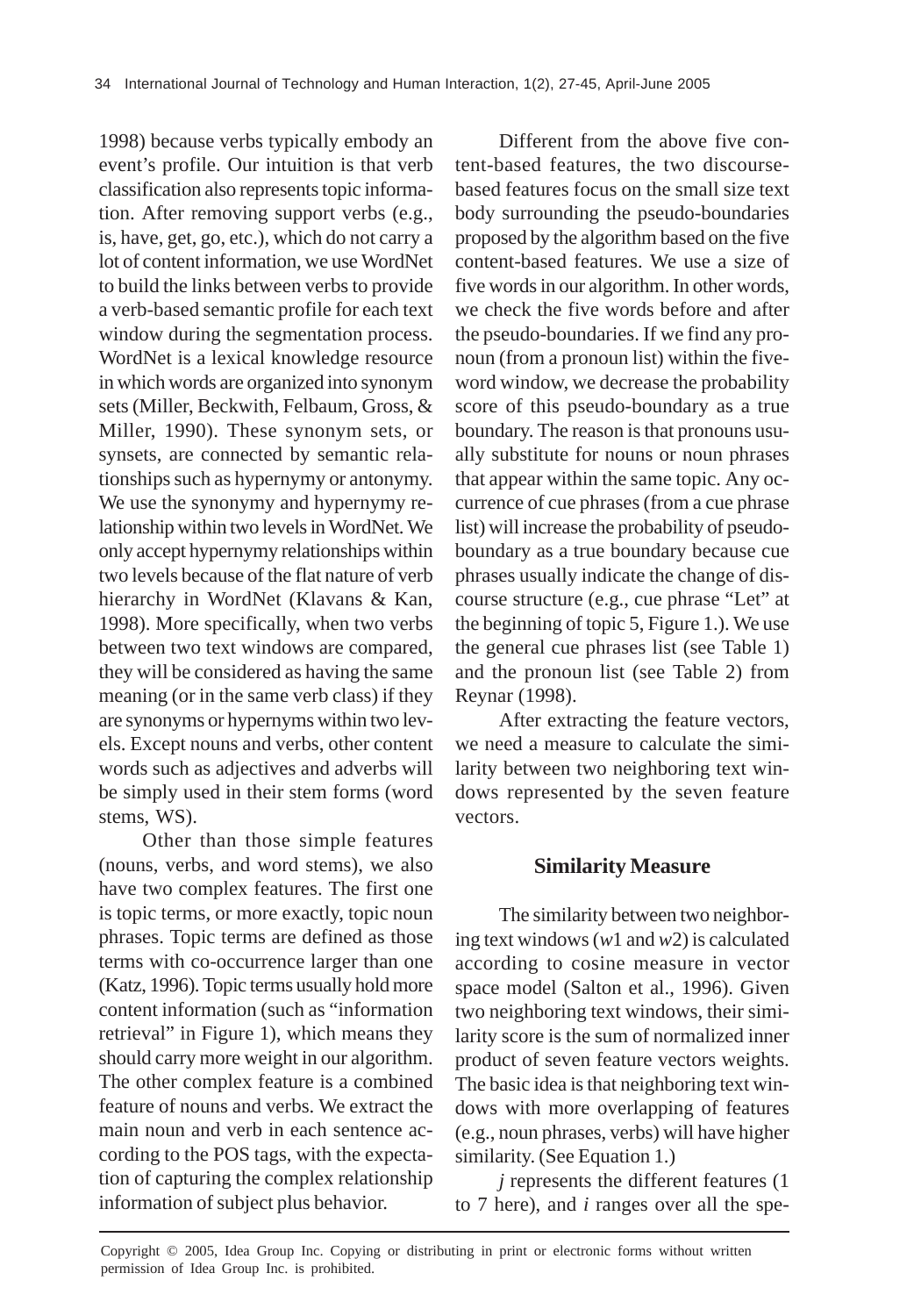1998) because verbs typically embody an event's profile. Our intuition is that verb classification also represents topic information. After removing support verbs (e.g., is, have, get, go, etc.), which do not carry a lot of content information, we use WordNet to build the links between verbs to provide a verb-based semantic profile for each text window during the segmentation process. WordNet is a lexical knowledge resource in which words are organized into synonym sets (Miller, Beckwith, Felbaum, Gross, & Miller, 1990). These synonym sets, or synsets, are connected by semantic relationships such as hypernymy or antonymy. We use the synonymy and hypernymy relationship within two levels in WordNet. We only accept hypernymy relationships within two levels because of the flat nature of verb hierarchy in WordNet (Klavans & Kan, 1998). More specifically, when two verbs between two text windows are compared, they will be considered as having the same meaning (or in the same verb class) if they are synonyms or hypernyms within two levels. Except nouns and verbs, other content words such as adjectives and adverbs will be simply used in their stem forms (word stems, WS).

Other than those simple features (nouns, verbs, and word stems), we also have two complex features. The first one is topic terms, or more exactly, topic noun phrases. Topic terms are defined as those terms with co-occurrence larger than one (Katz, 1996). Topic terms usually hold more content information (such as "information retrieval" in Figure 1), which means they should carry more weight in our algorithm. The other complex feature is a combined feature of nouns and verbs. We extract the main noun and verb in each sentence according to the POS tags, with the expectation of capturing the complex relationship information of subject plus behavior.

Different from the above five content-based features, the two discourse-based features focus on the small size text body surrounding the pseudo-boundaries proposed by the algorithm based on the five content-based features. We use a size of five words in our algorithm. In other words, we check the five words before and after the pseudo-boundaries. If we find any pronoun (from a pronoun list) within the five-word window, we decrease the probability score of this pseudo-boundary as a true boundary. The reason is that pronouns usually substitute for nouns or noun phrases that appear within the same topic. Any occurrence of cue phrases (from a cue phrase list) will increase the probability of pseudo-boundary as a true boundary because cue phrases usually indicate the change of discourse structure (e.g., cue phrase "Let" at the beginning of topic 5, Figure 1.). We use the general cue phrases list (see Table 1) and the pronoun list (see Table 2) from Reynar (1998).

After extracting the feature vectors, we need a measure to calculate the similarity between two neighboring text windows represented by the seven feature vectors.

## Similarity Measure

The similarity between two neighboring text windows ($w1$ and $w2$) is calculated according to cosine measure in vector space model (Salton et al., 1996). Given two neighboring text windows, their similarity score is the sum of normalized inner product of seven feature vectors weights. The basic idea is that neighboring text windows with more overlapping of features (e.g., noun phrases, verbs) will have higher similarity. (See Equation 1.)

$j$ represents the different features (1 to 7 here), and $i$ ranges over all the spe-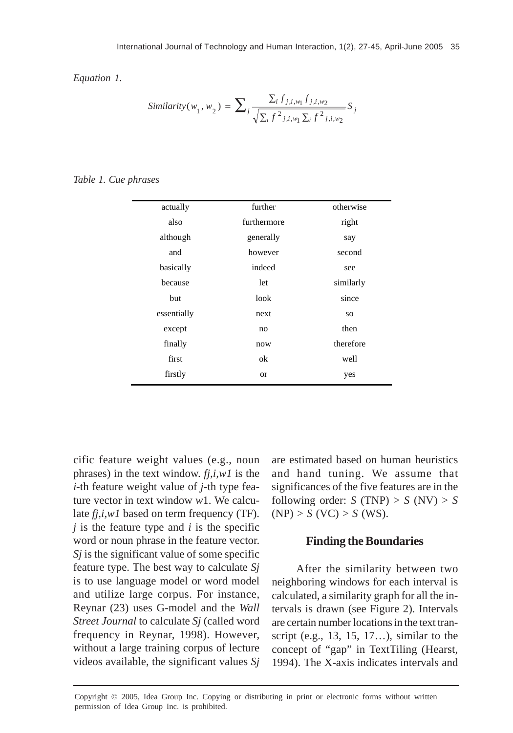*Equation 1.*

$$Similarity(w_1, w_2) = \sum_j \frac{\sum_i f_{j,i,w_1} f_{j,i,w_2}}{\sqrt{\sum_i f^2_{j,i,w_1} \sum_i f^2_{j,i,w_2}}} S_j$$

*Table 1. Cue phrases*

| | | |
|---|---|---|
| actually | further | otherwise |
| also | furthermore | right |
| although | generally | say |
| and | however | second |
| basically | indeed | see |
| because | let | similarly |
| but | look | since |
| essentially | next | so |
| except | no | then |
| finally | now | therefore |
| first | ok | well |
| firstly | or | yes |

cific feature weight values (e.g., noun phrases) in the text window. $f_{j,i,w1}$ is the $i$-th feature weight value of $j$-th type feature vector in text window $w1$. We calculate $f_{j,i,w1}$ based on term frequency (TF). $j$ is the feature type and $i$ is the specific word or noun phrase in the feature vector. $S_j$ is the significant value of some specific feature type. The best way to calculate $S_j$ is to use language model or word model and utilize large corpus. For instance, Reynar (23) uses G-model and the *Wall Street Journal* to calculate $S_j$ (called word frequency in Reynar, 1998). However, without a large training corpus of lecture videos available, the significant values $S_j$ are estimated based on human heuristics and hand tuning. We assume that significances of the five features are in the following order: $S$ (TNP) > $S$ (NV) > $S$ (NP) > $S$ (VC) > $S$ (WS).

## Finding the Boundaries

After the similarity between two neighboring windows for each interval is calculated, a similarity graph for all the intervals is drawn (see Figure 2). Intervals are certain number locations in the text transcript (e.g., 13, 15, 17…), similar to the concept of "gap" in TextTiling (Hearst, 1994). The X-axis indicates intervals and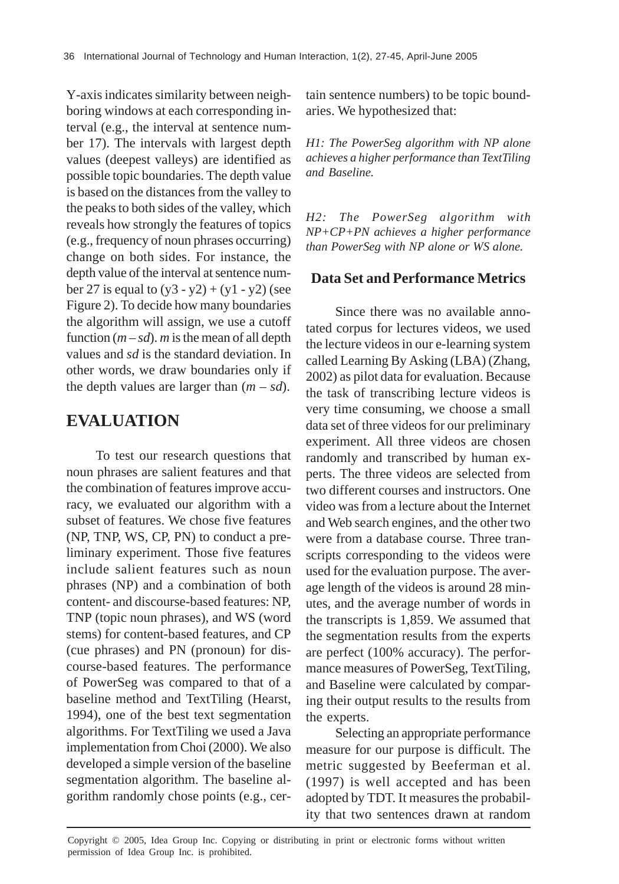Y-axis indicates similarity between neighboring windows at each corresponding interval (e.g., the interval at sentence number 17). The intervals with largest depth values (deepest valleys) are identified as possible topic boundaries. The depth value is based on the distances from the valley to the peaks to both sides of the valley, which reveals how strongly the features of topics (e.g., frequency of noun phrases occurring) change on both sides. For instance, the depth value of the interval at sentence number 27 is equal to $(y3 - y2) + (y1 - y2)$ (see Figure 2). To decide how many boundaries the algorithm will assign, we use a cutoff function $(m - sd)$. $m$ is the mean of all depth values and $sd$ is the standard deviation. In other words, we draw boundaries only if the depth values are larger than $(m - sd)$.

# EVALUATION

To test our research questions that noun phrases are salient features and that the combination of features improve accuracy, we evaluated our algorithm with a subset of features. We chose five features (NP, TNP, WS, CP, PN) to conduct a preliminary experiment. Those five features include salient features such as noun phrases (NP) and a combination of both content- and discourse-based features: NP, TNP (topic noun phrases), and WS (word stems) for content-based features, and CP (cue phrases) and PN (pronoun) for discourse-based features. The performance of PowerSeg was compared to that of a baseline method and TextTiling (Hearst, 1994), one of the best text segmentation algorithms. For TextTiling we used a Java implementation from Choi (2000). We also developed a simple version of the baseline segmentation algorithm. The baseline algorithm randomly chose points (e.g., certain sentence numbers) to be topic boundaries. We hypothesized that:

*H1: The PowerSeg algorithm with NP alone achieves a higher performance than TextTiling and Baseline.*

*H2: The PowerSeg algorithm with NP+CP+PN achieves a higher performance than PowerSeg with NP alone or WS alone.*

## Data Set and Performance Metrics

Since there was no available annotated corpus for lectures videos, we used the lecture videos in our e-learning system called Learning By Asking (LBA) (Zhang, 2002) as pilot data for evaluation. Because the task of transcribing lecture videos is very time consuming, we choose a small data set of three videos for our preliminary experiment. All three videos are chosen randomly and transcribed by human experts. The three videos are selected from two different courses and instructors. One video was from a lecture about the Internet and Web search engines, and the other two were from a database course. Three transcripts corresponding to the videos were used for the evaluation purpose. The average length of the videos is around 28 minutes, and the average number of words in the transcripts is 1,859. We assumed that the segmentation results from the experts are perfect (100% accuracy). The performance measures of PowerSeg, TextTiling, and Baseline were calculated by comparing their output results to the results from the experts.

Selecting an appropriate performance measure for our purpose is difficult. The metric suggested by Beeferman et al. (1997) is well accepted and has been adopted by TDT. It measures the probability that two sentences drawn at random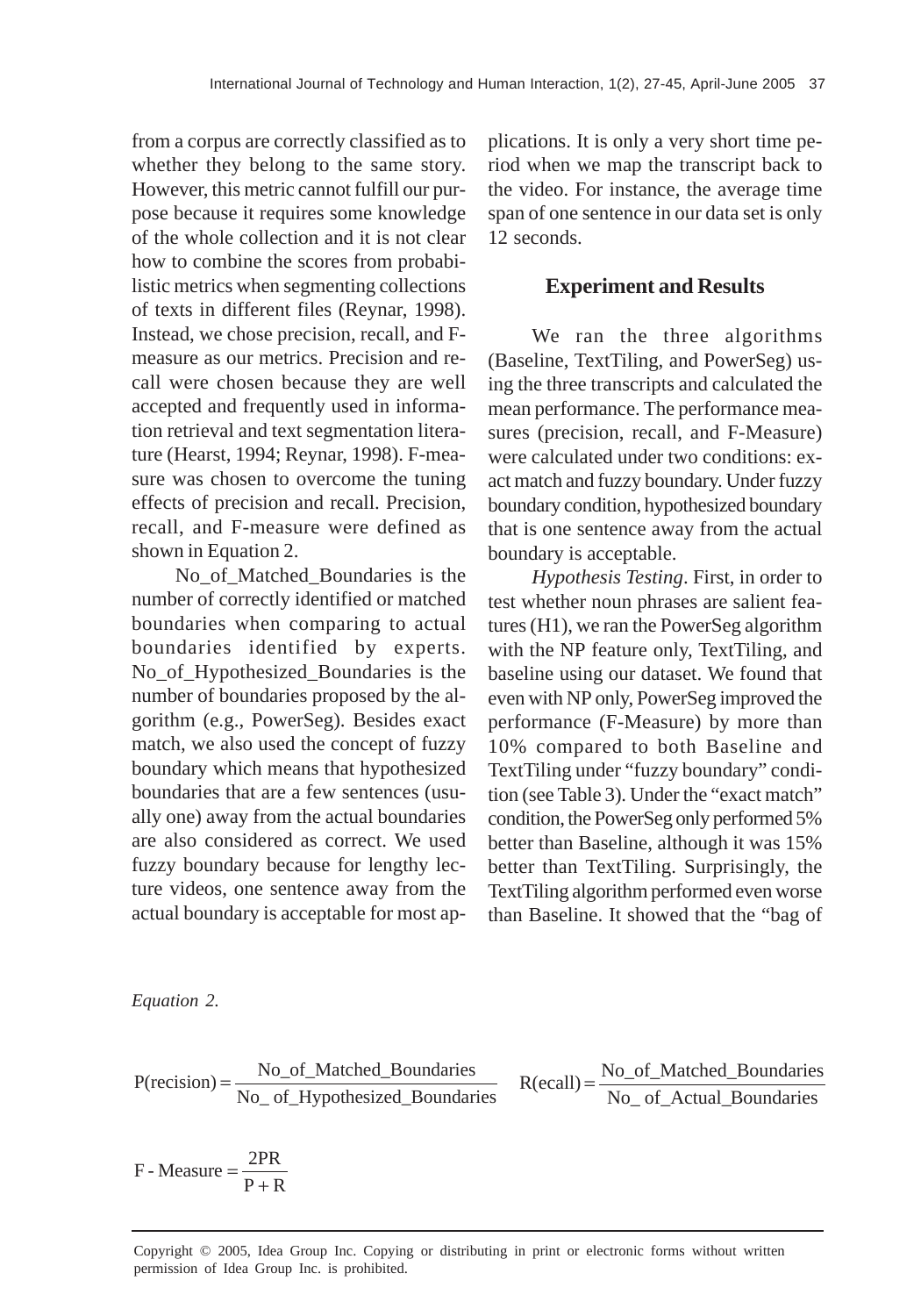from a corpus are correctly classified as to whether they belong to the same story. However, this metric cannot fulfill our purpose because it requires some knowledge of the whole collection and it is not clear how to combine the scores from probabilistic metrics when segmenting collections of texts in different files (Reynar, 1998). Instead, we chose precision, recall, and F-measure as our metrics. Precision and recall were chosen because they are well accepted and frequently used in information retrieval and text segmentation literature (Hearst, 1994; Reynar, 1998). F-measure was chosen to overcome the tuning effects of precision and recall. Precision, recall, and F-measure were defined as shown in Equation 2.

No_of_Matched_Boundaries is the number of correctly identified or matched boundaries when comparing to actual boundaries identified by experts. No_of_Hypothesized_Boundaries is the number of boundaries proposed by the algorithm (e.g., PowerSeg). Besides exact match, we also used the concept of fuzzy boundary which means that hypothesized boundaries that are a few sentences (usually one) away from the actual boundaries are also considered as correct. We used fuzzy boundary because for lengthy lecture videos, one sentence away from the actual boundary is acceptable for most applications. It is only a very short time period when we map the transcript back to the video. For instance, the average time span of one sentence in our data set is only 12 seconds.

## Experiment and Results

We ran the three algorithms (Baseline, TextTiling, and PowerSeg) using the three transcripts and calculated the mean performance. The performance measures (precision, recall, and F-Measure) were calculated under two conditions: exact match and fuzzy boundary. Under fuzzy boundary condition, hypothesized boundary that is one sentence away from the actual boundary is acceptable.

*Hypothesis Testing*. First, in order to test whether noun phrases are salient features (H1), we ran the PowerSeg algorithm with the NP feature only, TextTiling, and baseline using our dataset. We found that even with NP only, PowerSeg improved the performance (F-Measure) by more than 10% compared to both Baseline and TextTiling under "fuzzy boundary" condition (see Table 3). Under the "exact match" condition, the PowerSeg only performed 5% better than Baseline, although it was 15% better than TextTiling. Surprisingly, the TextTiling algorithm performed even worse than Baseline. It showed that the "bag of

*Equation 2.*

$$\text{P(recision)} = \frac{\text{No\_of\_Matched\_Boundaries}}{\text{No\_ of\_Hypothesized\_Boundaries}} \qquad \text{R(ecall)} = \frac{\text{No\_of\_Matched\_Boundaries}}{\text{No\_ of\_Actual\_Boundaries}}$$

$$\text{F - Measure} = \frac{2PR}{P + R}$$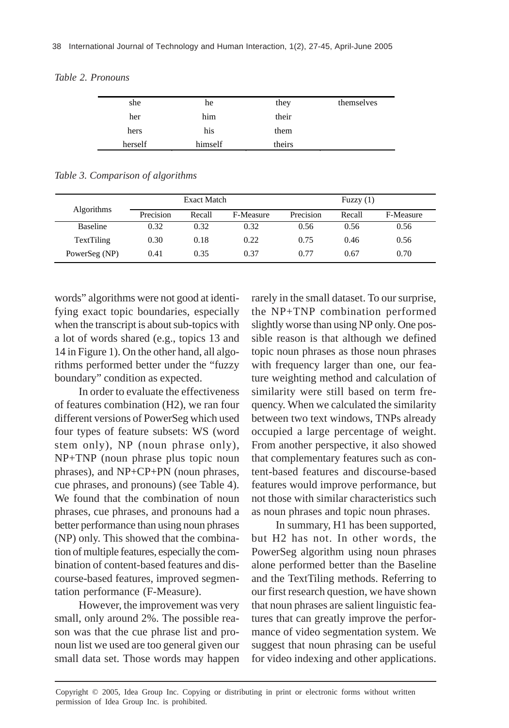*Table 2. Pronouns*

| she | he | they | themselves |
|---|---|---|---|
| her | him | their | |
| hers | his | them | |
| herself | himself | theirs | |

*Table 3. Comparison of algorithms*

| Algorithms | Exact Match | | | Fuzzy (1) | | |
|---|---|---|---|---|---|---|
| | Precision | Recall | F-Measure | Precision | Recall | F-Measure |
| Baseline | 0.32 | 0.32 | 0.32 | 0.56 | 0.56 | 0.56 |
| TextTiling | 0.30 | 0.18 | 0.22 | 0.75 | 0.46 | 0.56 |
| PowerSeg (NP) | 0.41 | 0.35 | 0.37 | 0.77 | 0.67 | 0.70 |

words" algorithms were not good at identifying exact topic boundaries, especially when the transcript is about sub-topics with a lot of words shared (e.g., topics 13 and 14 in Figure 1). On the other hand, all algorithms performed better under the "fuzzy boundary" condition as expected.

In order to evaluate the effectiveness of features combination (H2), we ran four different versions of PowerSeg which used four types of feature subsets: WS (word stem only), NP (noun phrase only), NP+TNP (noun phrase plus topic noun phrases), and NP+CP+PN (noun phrases, cue phrases, and pronouns) (see Table 4). We found that the combination of noun phrases, cue phrases, and pronouns had a better performance than using noun phrases (NP) only. This showed that the combination of multiple features, especially the combination of content-based features and discourse-based features, improved segmentation performance (F-Measure).

However, the improvement was very small, only around 2%. The possible reason was that the cue phrase list and pronoun list we used are too general given our small data set. Those words may happen rarely in the small dataset. To our surprise, the NP+TNP combination performed slightly worse than using NP only. One possible reason is that although we defined topic noun phrases as those noun phrases with frequency larger than one, our feature weighting method and calculation of similarity were still based on term frequency. When we calculated the similarity between two text windows, TNPs already occupied a large percentage of weight. From another perspective, it also showed that complementary features such as content-based features and discourse-based features would improve performance, but not those with similar characteristics such as noun phrases and topic noun phrases.

In summary, H1 has been supported, but H2 has not. In other words, the PowerSeg algorithm using noun phrases alone performed better than the Baseline and the TextTiling methods. Referring to our first research question, we have shown that noun phrases are salient linguistic features that can greatly improve the performance of video segmentation system. We suggest that noun phrasing can be useful for video indexing and other applications.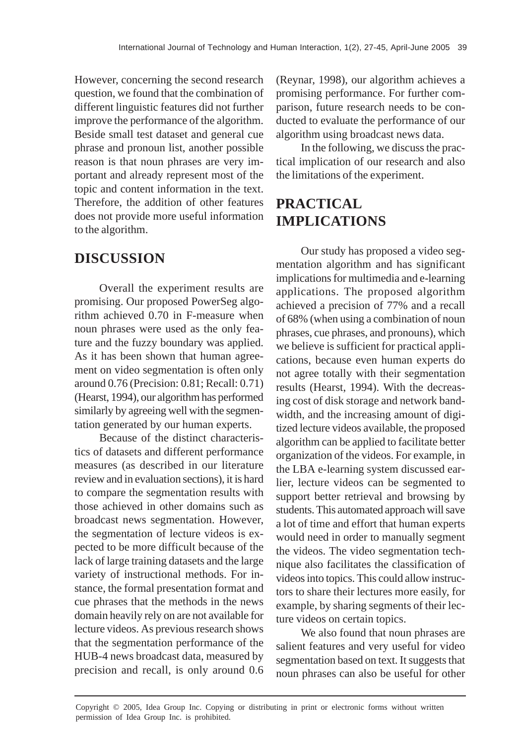However, concerning the second research question, we found that the combination of different linguistic features did not further improve the performance of the algorithm. Beside small test dataset and general cue phrase and pronoun list, another possible reason is that noun phrases are very important and already represent most of the topic and content information in the text. Therefore, the addition of other features does not provide more useful information to the algorithm.

## DISCUSSION

Overall the experiment results are promising. Our proposed PowerSeg algorithm achieved 0.70 in F-measure when noun phrases were used as the only feature and the fuzzy boundary was applied. As it has been shown that human agreement on video segmentation is often only around 0.76 (Precision: 0.81; Recall: 0.71) (Hearst, 1994), our algorithm has performed similarly by agreeing well with the segmentation generated by our human experts.

Because of the distinct characteristics of datasets and different performance measures (as described in our literature review and in evaluation sections), it is hard to compare the segmentation results with those achieved in other domains such as broadcast news segmentation. However, the segmentation of lecture videos is expected to be more difficult because of the lack of large training datasets and the large variety of instructional methods. For instance, the formal presentation format and cue phrases that the methods in the news domain heavily rely on are not available for lecture videos. As previous research shows that the segmentation performance of the HUB-4 news broadcast data, measured by precision and recall, is only around 0.6 (Reynar, 1998), our algorithm achieves a promising performance. For further comparison, future research needs to be conducted to evaluate the performance of our algorithm using broadcast news data.

In the following, we discuss the practical implication of our research and also the limitations of the experiment.

## PRACTICAL IMPLICATIONS

Our study has proposed a video segmentation algorithm and has significant implications for multimedia and e-learning applications. The proposed algorithm achieved a precision of 77% and a recall of 68% (when using a combination of noun phrases, cue phrases, and pronouns), which we believe is sufficient for practical applications, because even human experts do not agree totally with their segmentation results (Hearst, 1994). With the decreasing cost of disk storage and network bandwidth, and the increasing amount of digitized lecture videos available, the proposed algorithm can be applied to facilitate better organization of the videos. For example, in the LBA e-learning system discussed earlier, lecture videos can be segmented to support better retrieval and browsing by students. This automated approach will save a lot of time and effort that human experts would need in order to manually segment the videos. The video segmentation technique also facilitates the classification of videos into topics. This could allow instructors to share their lectures more easily, for example, by sharing segments of their lecture videos on certain topics.

We also found that noun phrases are salient features and very useful for video segmentation based on text. It suggests that noun phrases can also be useful for other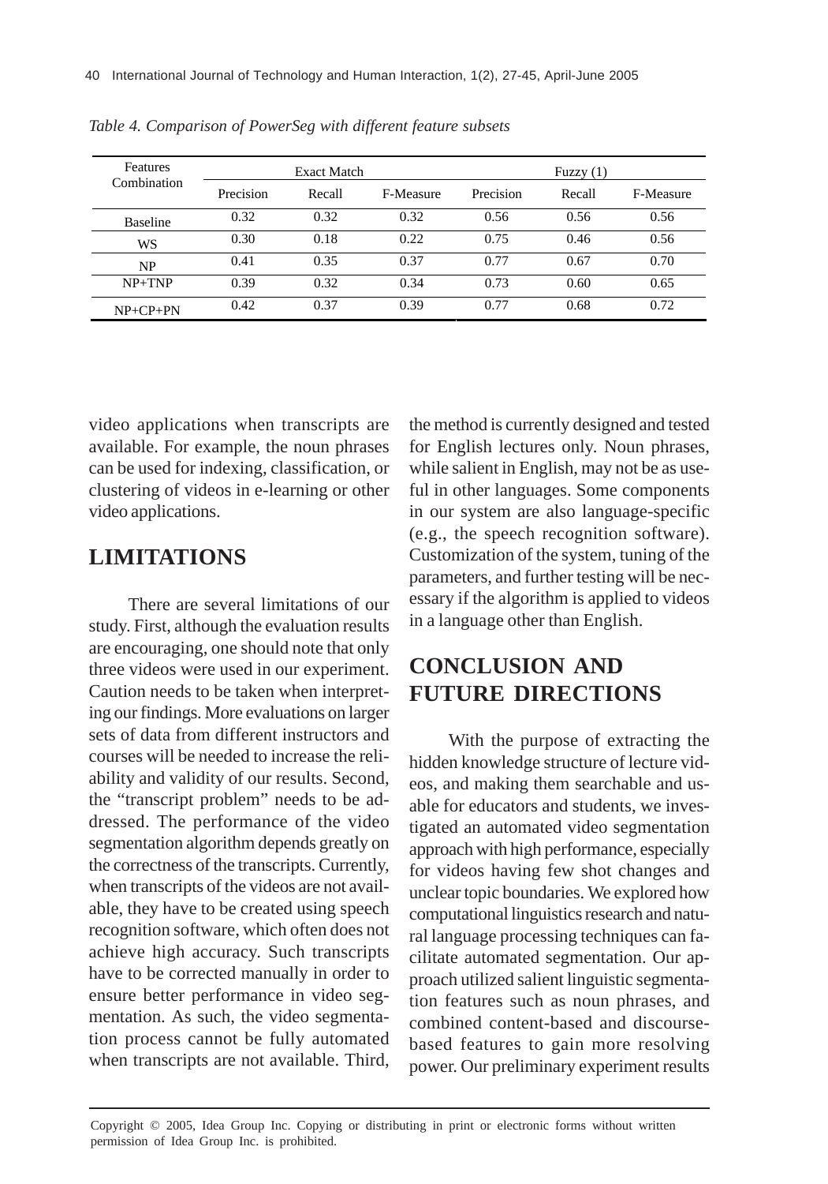*Table 4. Comparison of PowerSeg with different feature subsets*

| Features Combination | Exact Match | | | Fuzzy (1) | | |
|---|---|---|---|---|---|---|
| | Precision | Recall | F-Measure | Precision | Recall | F-Measure |
| Baseline | 0.32 | 0.32 | 0.32 | 0.56 | 0.56 | 0.56 |
| WS | 0.30 | 0.18 | 0.22 | 0.75 | 0.46 | 0.56 |
| NP | 0.41 | 0.35 | 0.37 | 0.77 | 0.67 | 0.70 |
| NP+TNP | 0.39 | 0.32 | 0.34 | 0.73 | 0.60 | 0.65 |
| NP+CP+PN | 0.42 | 0.37 | 0.39 | 0.77 | 0.68 | 0.72 |

video applications when transcripts are available. For example, the noun phrases can be used for indexing, classification, or clustering of videos in e-learning or other video applications.

## LIMITATIONS

There are several limitations of our study. First, although the evaluation results are encouraging, one should note that only three videos were used in our experiment. Caution needs to be taken when interpreting our findings. More evaluations on larger sets of data from different instructors and courses will be needed to increase the reliability and validity of our results. Second, the "transcript problem" needs to be addressed. The performance of the video segmentation algorithm depends greatly on the correctness of the transcripts. Currently, when transcripts of the videos are not available, they have to be created using speech recognition software, which often does not achieve high accuracy. Such transcripts have to be corrected manually in order to ensure better performance in video segmentation. As such, the video segmentation process cannot be fully automated when transcripts are not available. Third, the method is currently designed and tested for English lectures only. Noun phrases, while salient in English, may not be as useful in other languages. Some components in our system are also language-specific (e.g., the speech recognition software). Customization of the system, tuning of the parameters, and further testing will be necessary if the algorithm is applied to videos in a language other than English.

## CONCLUSION AND FUTURE DIRECTIONS

With the purpose of extracting the hidden knowledge structure of lecture videos, and making them searchable and usable for educators and students, we investigated an automated video segmentation approach with high performance, especially for videos having few shot changes and unclear topic boundaries. We explored how computational linguistics research and natural language processing techniques can facilitate automated segmentation. Our approach utilized salient linguistic segmentation features such as noun phrases, and combined content-based and discourse-based features to gain more resolving power. Our preliminary experiment results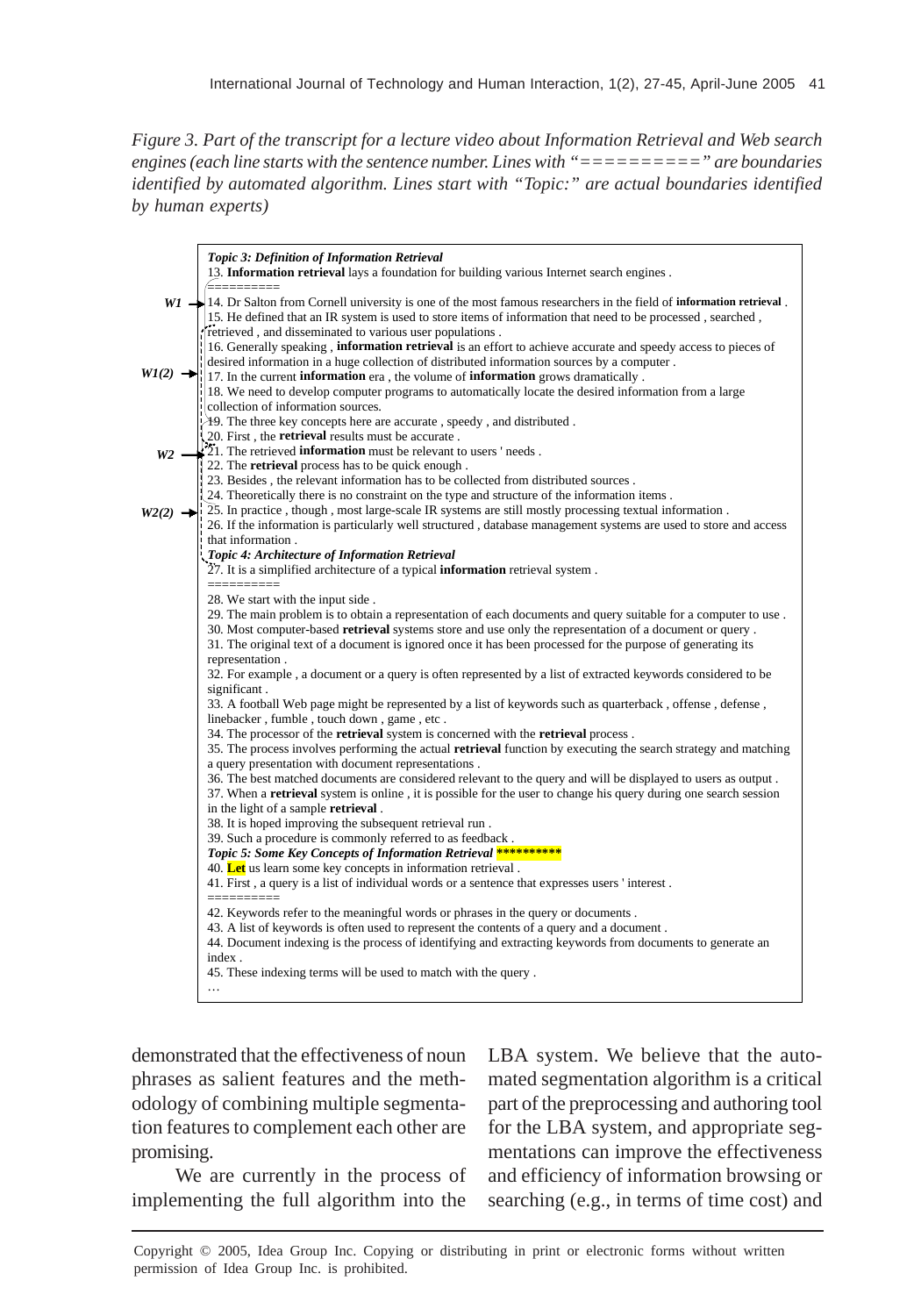*Figure 3. Part of the transcript for a lecture video about Information Retrieval and Web search engines (each line starts with the sentence number. Lines with "==========" are boundaries identified by automated algorithm. Lines start with "Topic:" are actual boundaries identified by human experts)*

***Topic 3: Definition of Information Retrieval***
13. **Information retrieval** lays a foundation for building various Internet search engines .
==========
W1 → 14. Dr Salton from Cornell university is one of the most famous researchers in the field of **information retrieval** .
15. He defined that an IR system is used to store items of information that need to be processed , searched , retrieved , and disseminated to various user populations .
16. Generally speaking , **information retrieval** is an effort to achieve accurate and speedy access to pieces of desired information in a huge collection of distributed information sources by a computer .
W1(2) → 17. In the current **information** era , the volume of **information** grows dramatically .
18. We need to develop computer programs to automatically locate the desired information from a large collection of information sources.
19. The three key concepts here are accurate , speedy , and distributed .
20. First , the **retrieval** results must be accurate .
W2 → 21. The retrieved **information** must be relevant to users ' needs .
22. The **retrieval** process has to be quick enough .
23. Besides , the relevant information has to be collected from distributed sources .
24. Theoretically there is no constraint on the type and structure of the information items .
W2(2) → 25. In practice , though , most large-scale IR systems are still mostly processing textual information .
26. If the information is particularly well structured , database management systems are used to store and access that information .
***Topic 4: Architecture of Information Retrieval***
27. It is a simplified architecture of a typical **information** retrieval system .
==========
28. We start with the input side .
29. The main problem is to obtain a representation of each documents and query suitable for a computer to use .
30. Most computer-based **retrieval** systems store and use only the representation of a document or query .
31. The original text of a document is ignored once it has been processed for the purpose of generating its representation .
32. For example , a document or a query is often represented by a list of extracted keywords considered to be significant .
33. A football Web page might be represented by a list of keywords such as quarterback , offense , defense , linebacker , fumble , touch down , game , etc .
34. The processor of the **retrieval** system is concerned with the **retrieval** process .
35. The process involves performing the actual **retrieval** function by executing the search strategy and matching a query presentation with document representations .
36. The best matched documents are considered relevant to the query and will be displayed to users as output .
37. When a **retrieval** system is online , it is possible for the user to change his query during one search session in the light of a sample **retrieval** .
38. It is hoped improving the subsequent retrieval run .
39. Such a procedure is commonly referred to as feedback .
***Topic 5: Some Key Concepts of Information Retrieval* \*\*\*\*\*\*\*\*\*\***
40. **Let** us learn some key concepts in information retrieval .
41. First , a query is a list of individual words or a sentence that expresses users ' interest .
==========
42. Keywords refer to the meaningful words or phrases in the query or documents .
43. A list of keywords is often used to represent the contents of a query and a document .
44. Document indexing is the process of identifying and extracting keywords from documents to generate an index .
45. These indexing terms will be used to match with the query .
…

demonstrated that the effectiveness of noun phrases as salient features and the methodology of combining multiple segmentation features to complement each other are promising.

We are currently in the process of implementing the full algorithm into the LBA system. We believe that the automated segmentation algorithm is a critical part of the preprocessing and authoring tool for the LBA system, and appropriate segmentations can improve the effectiveness and efficiency of information browsing or searching (e.g., in terms of time cost) and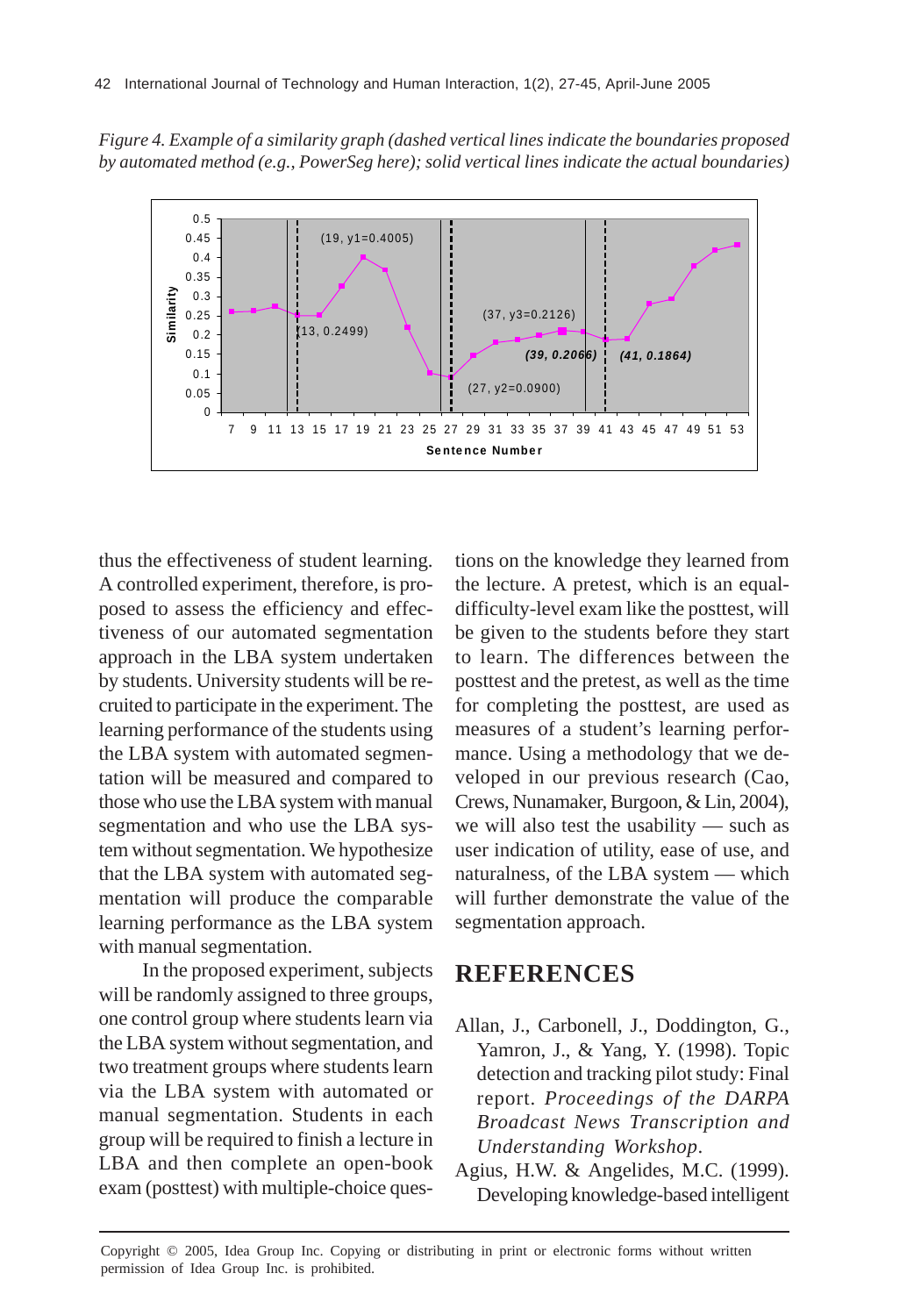*Figure 4. Example of a similarity graph (dashed vertical lines indicate the boundaries proposed by automated method (e.g., PowerSeg here); solid vertical lines indicate the actual boundaries)*

thus the effectiveness of student learning. A controlled experiment, therefore, is proposed to assess the efficiency and effectiveness of our automated segmentation approach in the LBA system undertaken by students. University students will be recruited to participate in the experiment. The learning performance of the students using the LBA system with automated segmentation will be measured and compared to those who use the LBA system with manual segmentation and who use the LBA system without segmentation. We hypothesize that the LBA system with automated segmentation will produce the comparable learning performance as the LBA system with manual segmentation.

In the proposed experiment, subjects will be randomly assigned to three groups, one control group where students learn via the LBA system without segmentation, and two treatment groups where students learn via the LBA system with automated or manual segmentation. Students in each group will be required to finish a lecture in LBA and then complete an open-book exam (posttest) with multiple-choice questions on the knowledge they learned from the lecture. A pretest, which is an equal-difficulty-level exam like the posttest, will be given to the students before they start to learn. The differences between the posttest and the pretest, as well as the time for completing the posttest, are used as measures of a student's learning performance. Using a methodology that we developed in our previous research (Cao, Crews, Nunamaker, Burgoon, & Lin, 2004), we will also test the usability — such as user indication of utility, ease of use, and naturalness, of the LBA system — which will further demonstrate the value of the segmentation approach.

## REFERENCES

Allan, J., Carbonell, J., Doddington, G., Yamron, J., & Yang, Y. (1998). Topic detection and tracking pilot study: Final report. *Proceedings of the DARPA Broadcast News Transcription and Understanding Workshop*.

Agius, H.W. & Angelides, M.C. (1999). Developing knowledge-based intelligent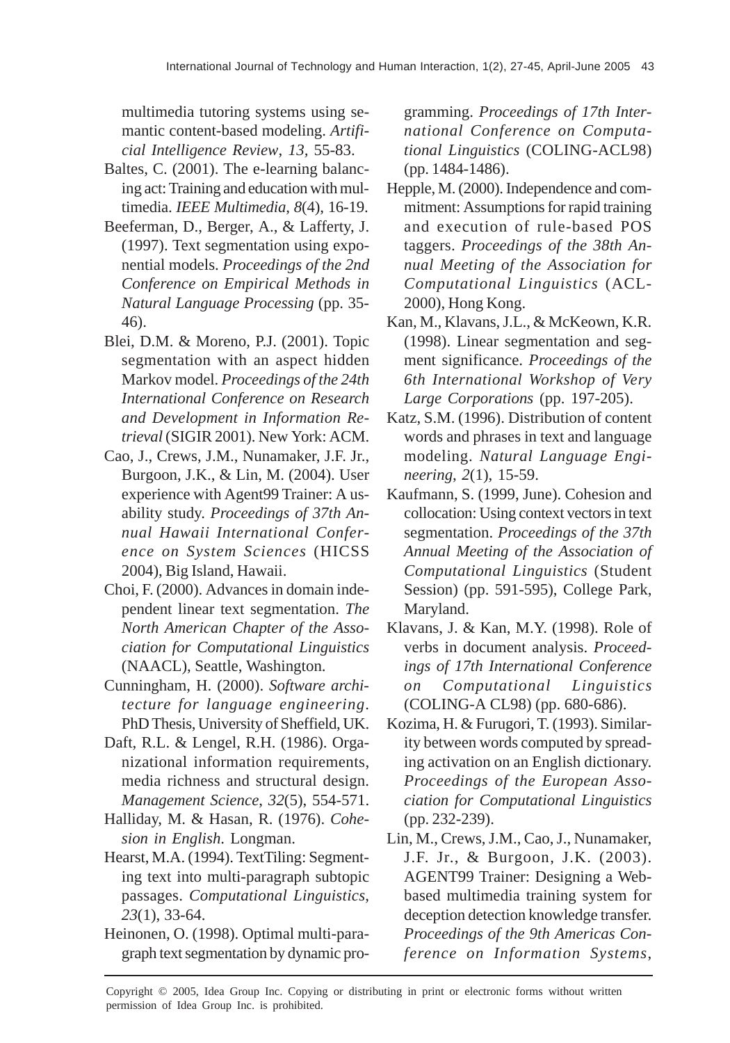multimedia tutoring systems using semantic content-based modeling. *Artificial Intelligence Review*, *13*, 55-83.

Baltes, C. (2001). The e-learning balancing act: Training and education with multimedia. *IEEE Multimedia*, *8*(4), 16-19.

Beeferman, D., Berger, A., & Lafferty, J. (1997). Text segmentation using exponential models. *Proceedings of the 2nd Conference on Empirical Methods in Natural Language Processing* (pp. 35-46).

Blei, D.M. & Moreno, P.J. (2001). Topic segmentation with an aspect hidden Markov model. *Proceedings of the 24th International Conference on Research and Development in Information Retrieval* (SIGIR 2001). New York: ACM.

Cao, J., Crews, J.M., Nunamaker, J.F. Jr., Burgoon, J.K., & Lin, M. (2004). User experience with Agent99 Trainer: A usability study. *Proceedings of 37th Annual Hawaii International Conference on System Sciences* (HICSS 2004), Big Island, Hawaii.

Choi, F. (2000). Advances in domain independent linear text segmentation. *The North American Chapter of the Association for Computational Linguistics* (NAACL), Seattle, Washington.

Cunningham, H. (2000). *Software architecture for language engineering*. PhD Thesis, University of Sheffield, UK.

Daft, R.L. & Lengel, R.H. (1986). Organizational information requirements, media richness and structural design. *Management Science*, *32*(5), 554-571.

Halliday, M. & Hasan, R. (1976). *Cohesion in English*. Longman.

Hearst, M.A. (1994). TextTiling: Segmenting text into multi-paragraph subtopic passages. *Computational Linguistics*, *23*(1), 33-64.

Heinonen, O. (1998). Optimal multi-paragraph text segmentation by dynamic programming. *Proceedings of 17th International Conference on Computational Linguistics* (COLING-ACL98) (pp. 1484-1486).

Hepple, M. (2000). Independence and commitment: Assumptions for rapid training and execution of rule-based POS taggers. *Proceedings of the 38th Annual Meeting of the Association for Computational Linguistics* (ACL-2000), Hong Kong.

Kan, M., Klavans, J.L., & McKeown, K.R. (1998). Linear segmentation and segment significance. *Proceedings of the 6th International Workshop of Very Large Corporations* (pp. 197-205).

Katz, S.M. (1996). Distribution of content words and phrases in text and language modeling. *Natural Language Engineering*, *2*(1), 15-59.

Kaufmann, S. (1999, June). Cohesion and collocation: Using context vectors in text segmentation. *Proceedings of the 37th Annual Meeting of the Association of Computational Linguistics* (Student Session) (pp. 591-595), College Park, Maryland.

Klavans, J. & Kan, M.Y. (1998). Role of verbs in document analysis. *Proceedings of 17th International Conference on Computational Linguistics* (COLING-A CL98) (pp. 680-686).

Kozima, H. & Furugori, T. (1993). Similarity between words computed by spreading activation on an English dictionary. *Proceedings of the European Association for Computational Linguistics* (pp. 232-239).

Lin, M., Crews, J.M., Cao, J., Nunamaker, J.F. Jr., & Burgoon, J.K. (2003). AGENT99 Trainer: Designing a Web-based multimedia training system for deception detection knowledge transfer. *Proceedings of the 9th Americas Conference on Information Systems*,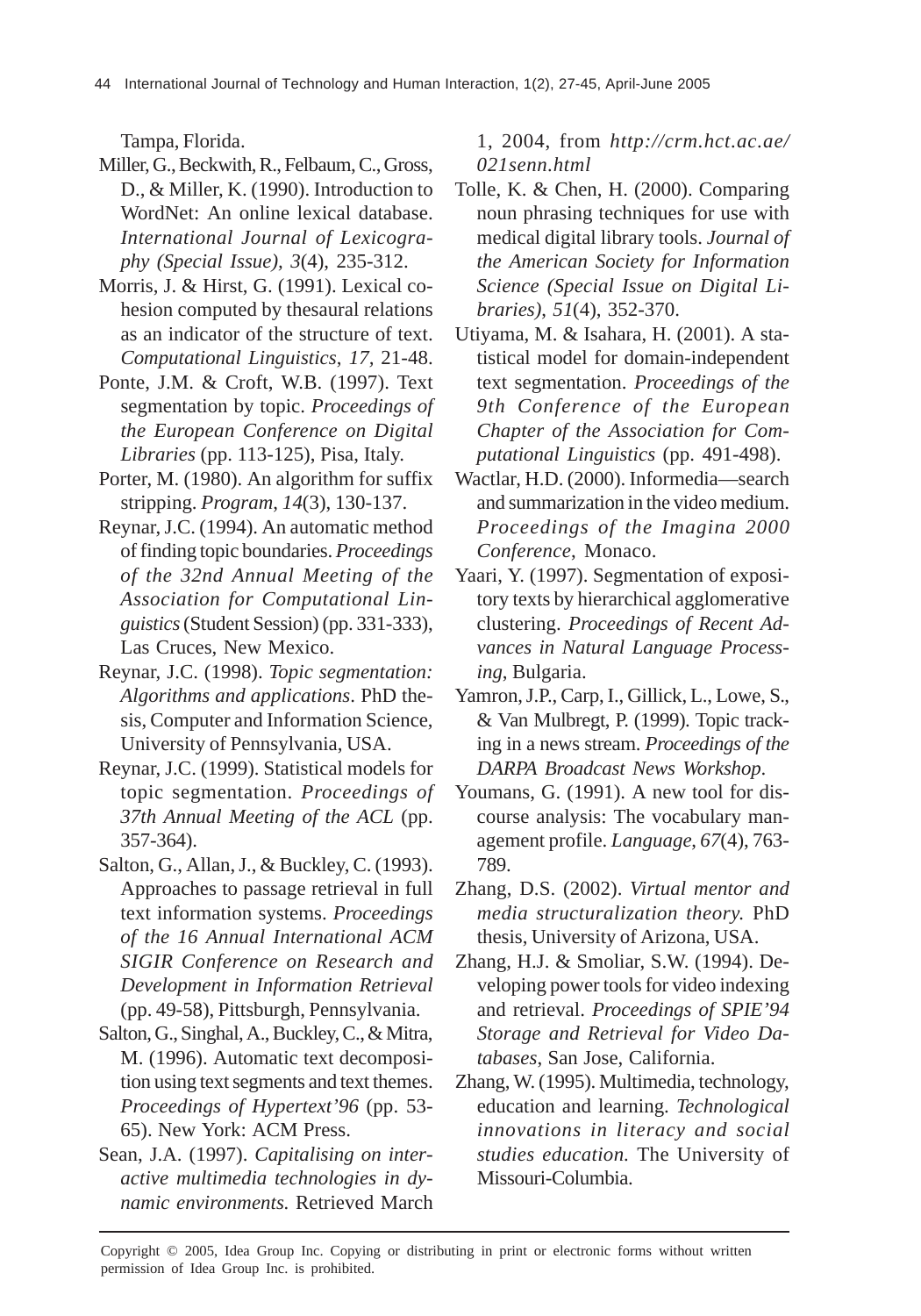Tampa, Florida.

Miller, G., Beckwith, R., Felbaum, C., Gross, D., & Miller, K. (1990). Introduction to WordNet: An online lexical database. *International Journal of Lexicography (Special Issue)*, *3*(4), 235-312.

Morris, J. & Hirst, G. (1991). Lexical cohesion computed by thesaural relations as an indicator of the structure of text. *Computational Linguistics*, *17*, 21-48.

Ponte, J.M. & Croft, W.B. (1997). Text segmentation by topic. *Proceedings of the European Conference on Digital Libraries* (pp. 113-125), Pisa, Italy.

Porter, M. (1980). An algorithm for suffix stripping. *Program*, *14*(3), 130-137.

Reynar, J.C. (1994). An automatic method of finding topic boundaries. *Proceedings of the 32nd Annual Meeting of the Association for Computational Linguistics* (Student Session) (pp. 331-333), Las Cruces, New Mexico.

Reynar, J.C. (1998). *Topic segmentation: Algorithms and applications*. PhD thesis, Computer and Information Science, University of Pennsylvania, USA.

Reynar, J.C. (1999). Statistical models for topic segmentation. *Proceedings of 37th Annual Meeting of the ACL* (pp. 357-364).

Salton, G., Allan, J., & Buckley, C. (1993). Approaches to passage retrieval in full text information systems. *Proceedings of the 16 Annual International ACM SIGIR Conference on Research and Development in Information Retrieval* (pp. 49-58), Pittsburgh, Pennsylvania.

Salton, G., Singhal, A., Buckley, C., & Mitra, M. (1996). Automatic text decomposition using text segments and text themes. *Proceedings of Hypertext'96* (pp. 53-65). New York: ACM Press.

Sean, J.A. (1997). *Capitalising on interactive multimedia technologies in dynamic environments*. Retrieved March 1, 2004, from *http://crm.hct.ac.ae/021senn.html*

Tolle, K. & Chen, H. (2000). Comparing noun phrasing techniques for use with medical digital library tools. *Journal of the American Society for Information Science (Special Issue on Digital Libraries)*, *51*(4), 352-370.

Utiyama, M. & Isahara, H. (2001). A statistical model for domain-independent text segmentation. *Proceedings of the 9th Conference of the European Chapter of the Association for Computational Linguistics* (pp. 491-498).

Wactlar, H.D. (2000). Informedia—search and summarization in the video medium. *Proceedings of the Imagina 2000 Conference*, Monaco.

Yaari, Y. (1997). Segmentation of expository texts by hierarchical agglomerative clustering. *Proceedings of Recent Advances in Natural Language Processing*, Bulgaria.

Yamron, J.P., Carp, I., Gillick, L., Lowe, S., & Van Mulbregt, P. (1999). Topic tracking in a news stream. *Proceedings of the DARPA Broadcast News Workshop*.

Youmans, G. (1991). A new tool for discourse analysis: The vocabulary management profile. *Language*, *67*(4), 763-789.

Zhang, D.S. (2002). *Virtual mentor and media structuralization theory*. PhD thesis, University of Arizona, USA.

Zhang, H.J. & Smoliar, S.W. (1994). Developing power tools for video indexing and retrieval. *Proceedings of SPIE'94 Storage and Retrieval for Video Databases*, San Jose, California.

Zhang, W. (1995). Multimedia, technology, education and learning. *Technological innovations in literacy and social studies education*. The University of Missouri-Columbia.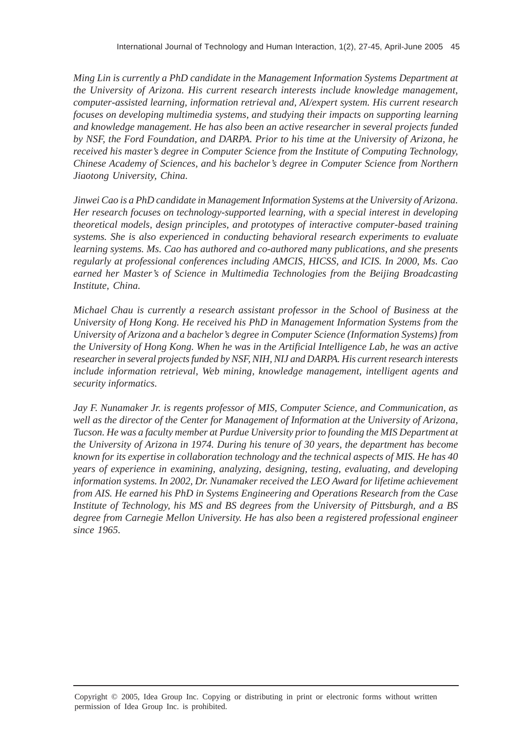*Ming Lin is currently a PhD candidate in the Management Information Systems Department at the University of Arizona. His current research interests include knowledge management, computer-assisted learning, information retrieval and, AI/expert system. His current research focuses on developing multimedia systems, and studying their impacts on supporting learning and knowledge management. He has also been an active researcher in several projects funded by NSF, the Ford Foundation, and DARPA. Prior to his time at the University of Arizona, he received his master's degree in Computer Science from the Institute of Computing Technology, Chinese Academy of Sciences, and his bachelor's degree in Computer Science from Northern Jiaotong University, China.*

*Jinwei Cao is a PhD candidate in Management Information Systems at the University of Arizona. Her research focuses on technology-supported learning, with a special interest in developing theoretical models, design principles, and prototypes of interactive computer-based training systems. She is also experienced in conducting behavioral research experiments to evaluate learning systems. Ms. Cao has authored and co-authored many publications, and she presents regularly at professional conferences including AMCIS, HICSS, and ICIS. In 2000, Ms. Cao earned her Master's of Science in Multimedia Technologies from the Beijing Broadcasting Institute, China.*

*Michael Chau is currently a research assistant professor in the School of Business at the University of Hong Kong. He received his PhD in Management Information Systems from the University of Arizona and a bachelor's degree in Computer Science (Information Systems) from the University of Hong Kong. When he was in the Artificial Intelligence Lab, he was an active researcher in several projects funded by NSF, NIH, NIJ and DARPA. His current research interests include information retrieval, Web mining, knowledge management, intelligent agents and security informatics.*

*Jay F. Nunamaker Jr. is regents professor of MIS, Computer Science, and Communication, as well as the director of the Center for Management of Information at the University of Arizona, Tucson. He was a faculty member at Purdue University prior to founding the MIS Department at the University of Arizona in 1974. During his tenure of 30 years, the department has become known for its expertise in collaboration technology and the technical aspects of MIS. He has 40 years of experience in examining, analyzing, designing, testing, evaluating, and developing information systems. In 2002, Dr. Nunamaker received the LEO Award for lifetime achievement from AIS. He earned his PhD in Systems Engineering and Operations Research from the Case Institute of Technology, his MS and BS degrees from the University of Pittsburgh, and a BS degree from Carnegie Mellon University. He has also been a registered professional engineer since 1965.*